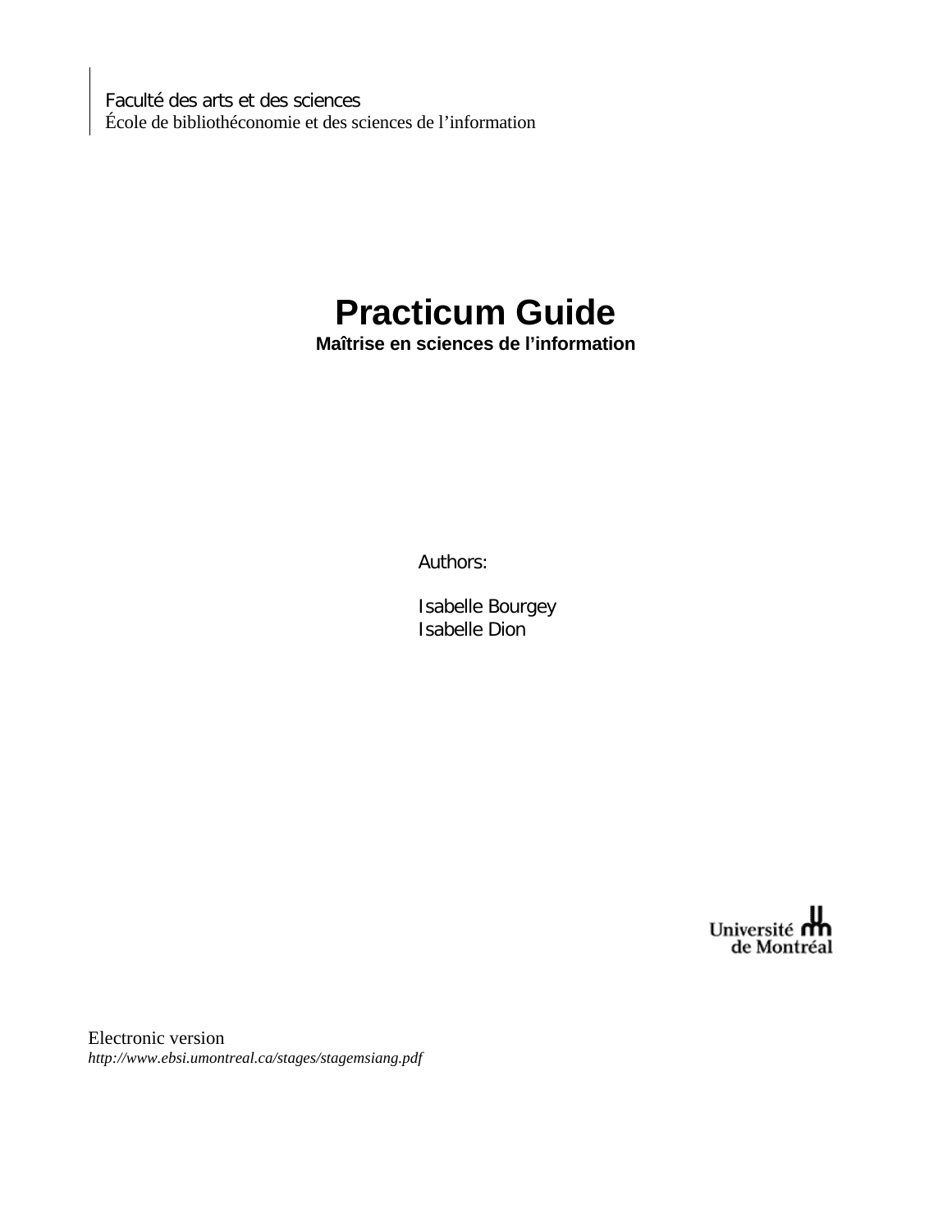Faculté des arts et des sciences
École de bibliothéconomie et des sciences de l'information

# Practicum Guide

**Maîtrise en sciences de l'information**

Authors:

Isabelle Bourgey
Isabelle Dion

Université de Montréal

Electronic version
*http://www.ebsi.umontreal.ca/stages/stagemsiang.pdf*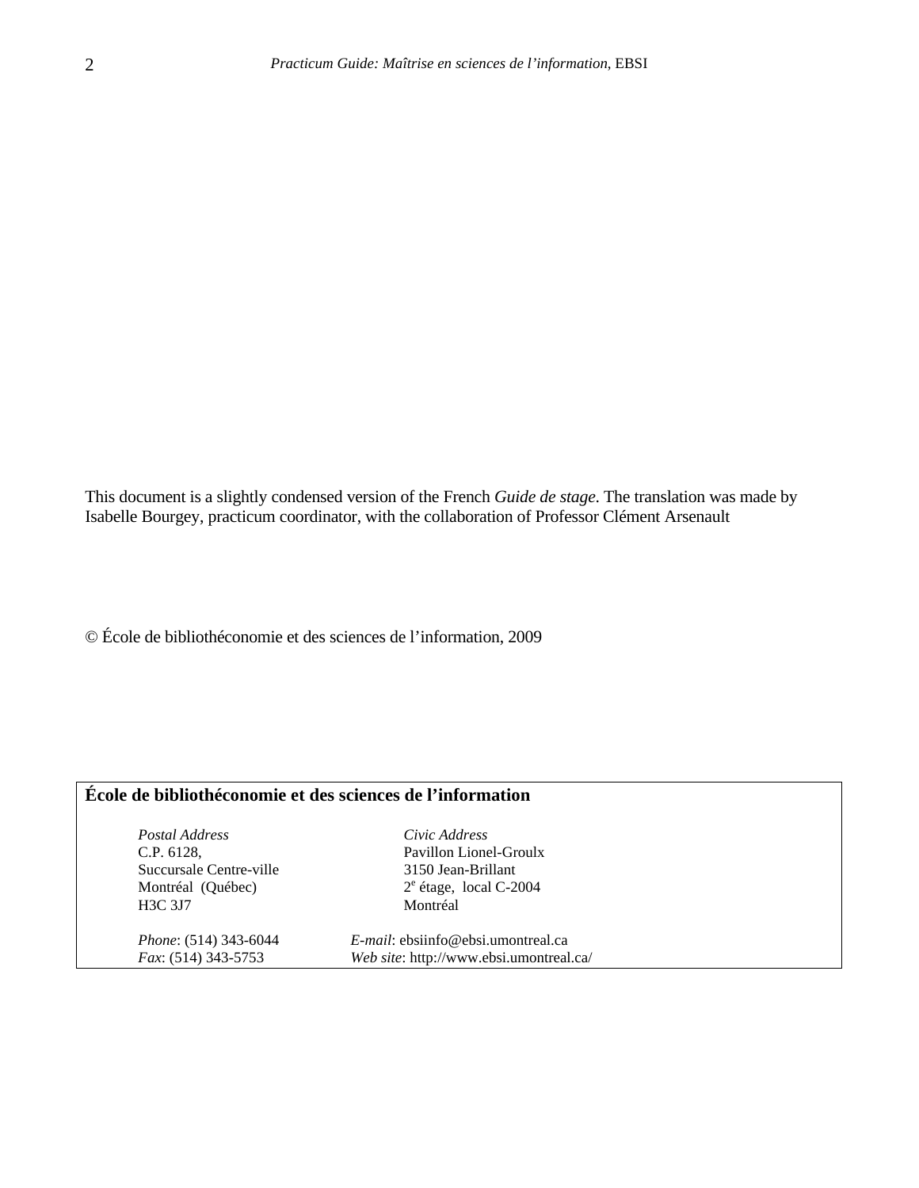This document is a slightly condensed version of the French *Guide de stage*. The translation was made by Isabelle Bourgey, practicum coordinator, with the collaboration of Professor Clément Arsenault

© École de bibliothéconomie et des sciences de l'information, 2009

**École de bibliothéconomie et des sciences de l'information**

| *Postal Address* | *Civic Address* |
| --- | --- |
| C.P. 6128, | Pavillon Lionel-Groulx |
| Succursale Centre-ville | 3150 Jean-Brillant |
| Montréal (Québec) | 2e étage, local C-2004 |
| H3C 3J7 | Montréal |

*Phone*: (514) 343-6044
*Fax*: (514) 343-5753
*E-mail*: ebsiinfo@ebsi.umontreal.ca
*Web site*: http://www.ebsi.umontreal.ca/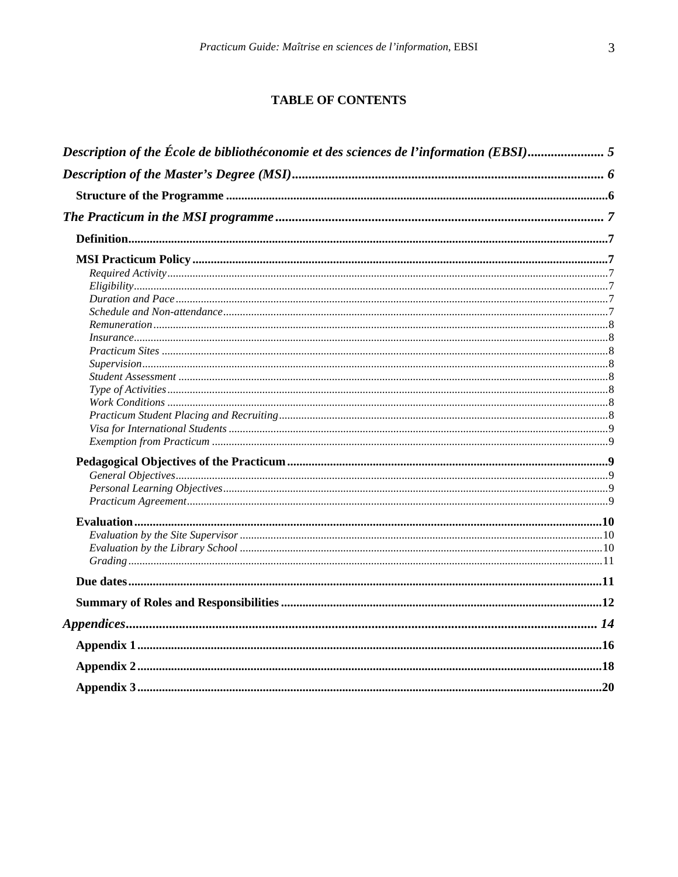# TABLE OF CONTENTS

***Description of the École de bibliothéconomie et des sciences de l'information (EBSI)*** ........................ 5

***Description of the Master's Degree (MSI)*** ............................................................................................ 6

**Structure of the Programme** ............................................................................................................6

***The Practicum in the MSI programme*** ................................................................................................... 7

**Definition**..........................................................................................................................................7

**MSI Practicum Policy** .......................................................................................................................7

*Required Activity*...........................................................................................................................7
*Eligibility*.......................................................................................................................................7
*Duration and Pace*.........................................................................................................................7
*Schedule and Non-attendance*.......................................................................................................7
*Remuneration*.................................................................................................................................8
*Insurance*.......................................................................................................................................8
*Practicum Sites* .............................................................................................................................8
*Supervision*....................................................................................................................................8
*Student Assessment* .......................................................................................................................8
*Type of Activities*...........................................................................................................................8
*Work Conditions* ...........................................................................................................................8
*Practicum Student Placing and Recruiting*....................................................................................8
*Visa for International Students* ......................................................................................................9
*Exemption from Practicum* ...........................................................................................................9

**Pedagogical Objectives of the Practicum**........................................................................................9

*General Objectives*.........................................................................................................................9
*Personal Learning Objectives*........................................................................................................9
*Practicum Agreement*.....................................................................................................................9

**Evaluation**......................................................................................................................................10

*Evaluation by the Site Supervisor* ................................................................................................10
*Evaluation by the Library School* ................................................................................................10
*Grading* ........................................................................................................................................11

**Due dates**.......................................................................................................................................11

**Summary of Roles and Responsibilities** ........................................................................................12

***Appendices***............................................................................................................................................ 14

**Appendix 1**.....................................................................................................................................16

**Appendix 2**.....................................................................................................................................18

**Appendix 3**.....................................................................................................................................20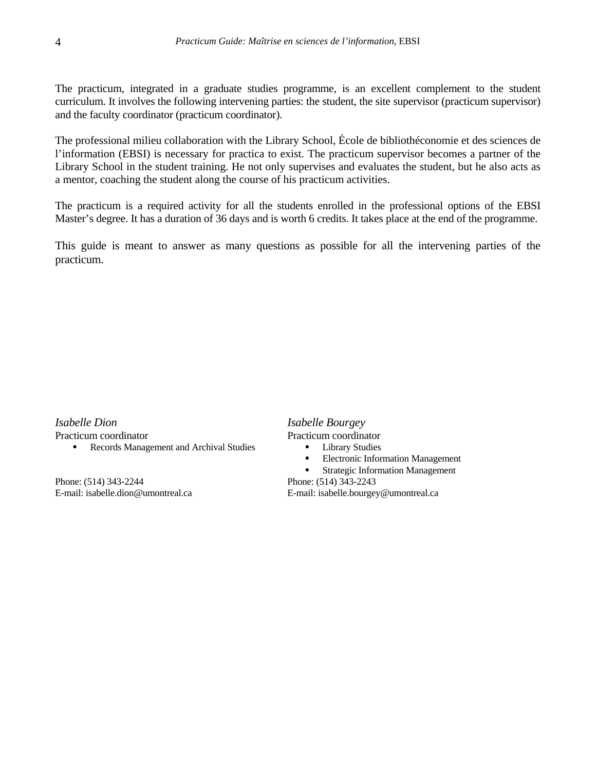The practicum, integrated in a graduate studies programme, is an excellent complement to the student curriculum. It involves the following intervening parties: the student, the site supervisor (practicum supervisor) and the faculty coordinator (practicum coordinator).

The professional milieu collaboration with the Library School, École de bibliothéconomie et des sciences de l'information (EBSI) is necessary for practica to exist. The practicum supervisor becomes a partner of the Library School in the student training. He not only supervises and evaluates the student, but he also acts as a mentor, coaching the student along the course of his practicum activities.

The practicum is a required activity for all the students enrolled in the professional options of the EBSI Master's degree. It has a duration of 36 days and is worth 6 credits. It takes place at the end of the programme.

This guide is meant to answer as many questions as possible for all the intervening parties of the practicum.

*Isabelle Dion*
Practicum coordinator

- Records Management and Archival Studies

Phone: (514) 343-2244
E-mail: isabelle.dion@umontreal.ca

*Isabelle Bourgey*
Practicum coordinator

- Library Studies
- Electronic Information Management
- Strategic Information Management

Phone: (514) 343-2243
E-mail: isabelle.bourgey@umontreal.ca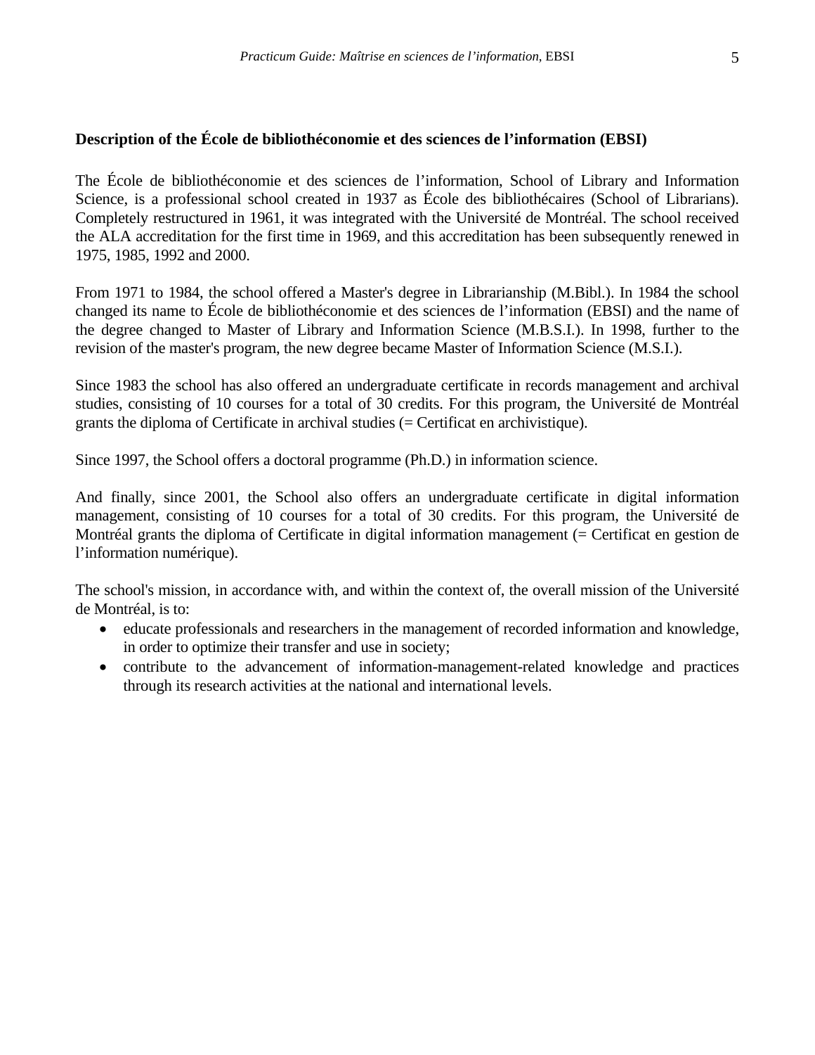**Description of the École de bibliothéconomie et des sciences de l'information (EBSI)**

The École de bibliothéconomie et des sciences de l'information, School of Library and Information Science, is a professional school created in 1937 as École des bibliothécaires (School of Librarians). Completely restructured in 1961, it was integrated with the Université de Montréal. The school received the ALA accreditation for the first time in 1969, and this accreditation has been subsequently renewed in 1975, 1985, 1992 and 2000.

From 1971 to 1984, the school offered a Master's degree in Librarianship (M.Bibl.). In 1984 the school changed its name to École de bibliothéconomie et des sciences de l'information (EBSI) and the name of the degree changed to Master of Library and Information Science (M.B.S.I.). In 1998, further to the revision of the master's program, the new degree became Master of Information Science (M.S.I.).

Since 1983 the school has also offered an undergraduate certificate in records management and archival studies, consisting of 10 courses for a total of 30 credits. For this program, the Université de Montréal grants the diploma of Certificate in archival studies (= Certificat en archivistique).

Since 1997, the School offers a doctoral programme (Ph.D.) in information science.

And finally, since 2001, the School also offers an undergraduate certificate in digital information management, consisting of 10 courses for a total of 30 credits. For this program, the Université de Montréal grants the diploma of Certificate in digital information management (= Certificat en gestion de l'information numérique).

The school's mission, in accordance with, and within the context of, the overall mission of the Université de Montréal, is to:

- educate professionals and researchers in the management of recorded information and knowledge, in order to optimize their transfer and use in society;
- contribute to the advancement of information-management-related knowledge and practices through its research activities at the national and international levels.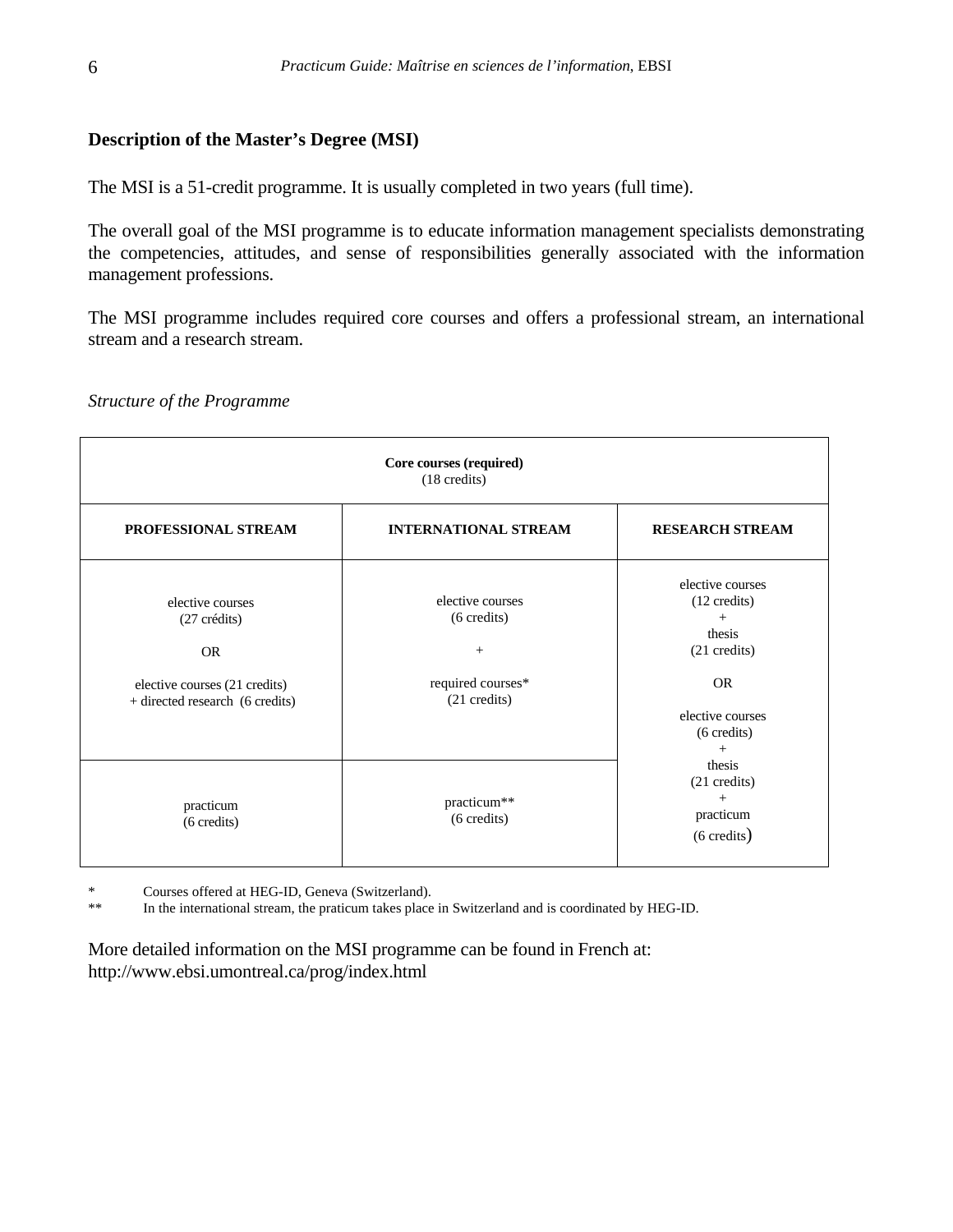**Description of the Master's Degree (MSI)**

The MSI is a 51-credit programme. It is usually completed in two years (full time).

The overall goal of the MSI programme is to educate information management specialists demonstrating the competencies, attitudes, and sense of responsibilities generally associated with the information management professions.

The MSI programme includes required core courses and offers a professional stream, an international stream and a research stream.

*Structure of the Programme*

| **Core courses (required)** (18 credits) | | |
|---|---|---|
| **PROFESSIONAL STREAM** | **INTERNATIONAL STREAM** | **RESEARCH STREAM** |
| elective courses (27 crédits) OR elective courses (21 credits) + directed research (6 credits) | elective courses (6 credits) + required courses* (21 credits) | elective courses (12 credits) + thesis (21 credits) OR elective courses (6 credits) + thesis (21 credits) + practicum (6 credits) |
| practicum (6 credits) | practicum** (6 credits) | |

\* Courses offered at HEG-ID, Geneva (Switzerland).

\** In the international stream, the praticum takes place in Switzerland and is coordinated by HEG-ID.

More detailed information on the MSI programme can be found in French at:
http://www.ebsi.umontreal.ca/prog/index.html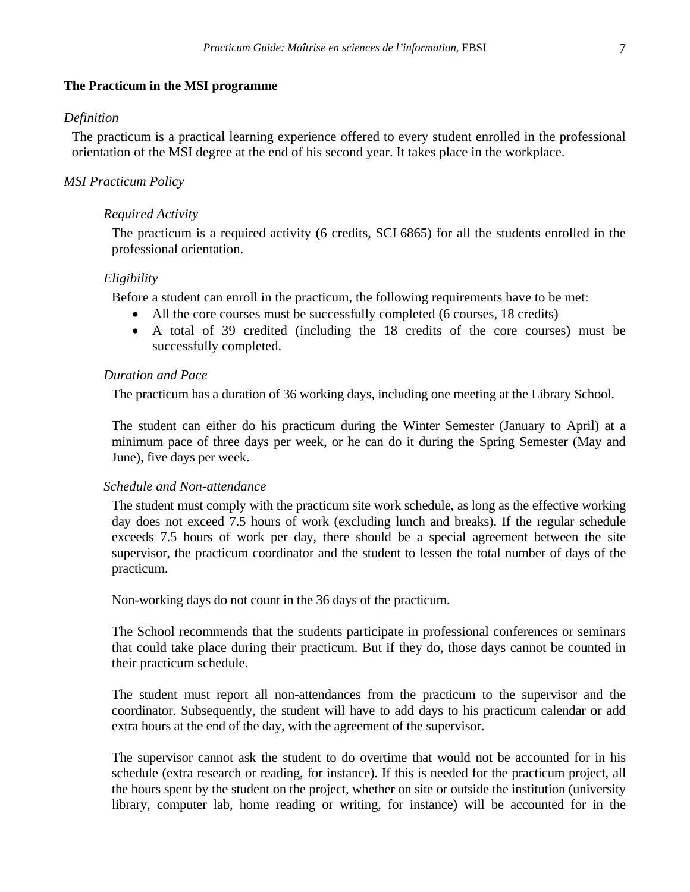**The Practicum in the MSI programme**

*Definition*

The practicum is a practical learning experience offered to every student enrolled in the professional orientation of the MSI degree at the end of his second year. It takes place in the workplace.

*MSI Practicum Policy*

*Required Activity*

The practicum is a required activity (6 credits, SCI 6865) for all the students enrolled in the professional orientation.

*Eligibility*

Before a student can enroll in the practicum, the following requirements have to be met:

- All the core courses must be successfully completed (6 courses, 18 credits)
- A total of 39 credited (including the 18 credits of the core courses) must be successfully completed.

*Duration and Pace*

The practicum has a duration of 36 working days, including one meeting at the Library School.

The student can either do his practicum during the Winter Semester (January to April) at a minimum pace of three days per week, or he can do it during the Spring Semester (May and June), five days per week.

*Schedule and Non-attendance*

The student must comply with the practicum site work schedule, as long as the effective working day does not exceed 7.5 hours of work (excluding lunch and breaks). If the regular schedule exceeds 7.5 hours of work per day, there should be a special agreement between the site supervisor, the practicum coordinator and the student to lessen the total number of days of the practicum.

Non-working days do not count in the 36 days of the practicum.

The School recommends that the students participate in professional conferences or seminars that could take place during their practicum. But if they do, those days cannot be counted in their practicum schedule.

The student must report all non-attendances from the practicum to the supervisor and the coordinator. Subsequently, the student will have to add days to his practicum calendar or add extra hours at the end of the day, with the agreement of the supervisor.

The supervisor cannot ask the student to do overtime that would not be accounted for in his schedule (extra research or reading, for instance). If this is needed for the practicum project, all the hours spent by the student on the project, whether on site or outside the institution (university library, computer lab, home reading or writing, for instance) will be accounted for in the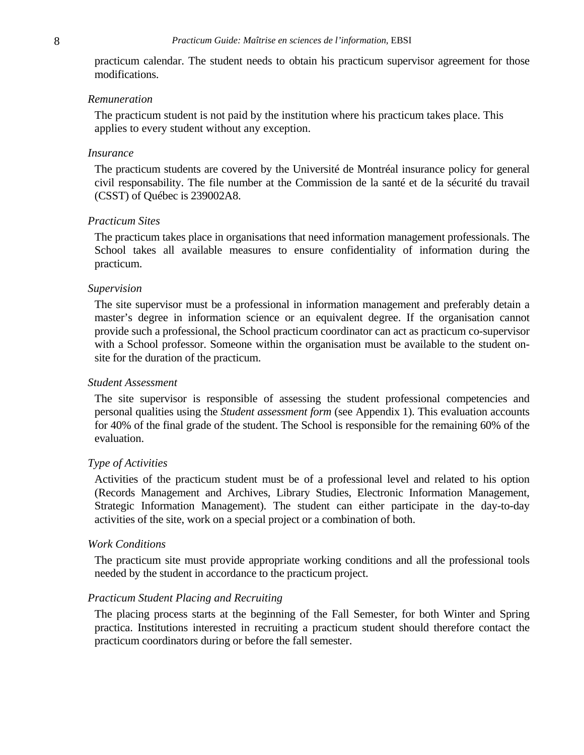practicum calendar. The student needs to obtain his practicum supervisor agreement for those modifications.

*Remuneration*

The practicum student is not paid by the institution where his practicum takes place. This applies to every student without any exception.

*Insurance*

The practicum students are covered by the Université de Montréal insurance policy for general civil responsability. The file number at the Commission de la santé et de la sécurité du travail (CSST) of Québec is 239002A8.

*Practicum Sites*

The practicum takes place in organisations that need information management professionals. The School takes all available measures to ensure confidentiality of information during the practicum.

*Supervision*

The site supervisor must be a professional in information management and preferably detain a master's degree in information science or an equivalent degree. If the organisation cannot provide such a professional, the School practicum coordinator can act as practicum co-supervisor with a School professor. Someone within the organisation must be available to the student on-site for the duration of the practicum.

*Student Assessment*

The site supervisor is responsible of assessing the student professional competencies and personal qualities using the *Student assessment form* (see Appendix 1). This evaluation accounts for 40% of the final grade of the student. The School is responsible for the remaining 60% of the evaluation.

*Type of Activities*

Activities of the practicum student must be of a professional level and related to his option (Records Management and Archives, Library Studies, Electronic Information Management, Strategic Information Management). The student can either participate in the day-to-day activities of the site, work on a special project or a combination of both.

*Work Conditions*

The practicum site must provide appropriate working conditions and all the professional tools needed by the student in accordance to the practicum project.

*Practicum Student Placing and Recruiting*

The placing process starts at the beginning of the Fall Semester, for both Winter and Spring practica. Institutions interested in recruiting a practicum student should therefore contact the practicum coordinators during or before the fall semester.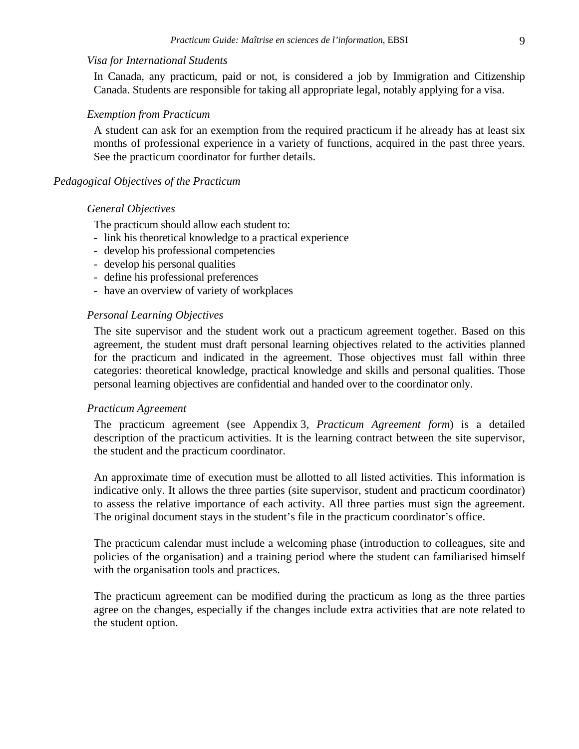### *Visa for International Students*

In Canada, any practicum, paid or not, is considered a job by Immigration and Citizenship Canada. Students are responsible for taking all appropriate legal, notably applying for a visa.

### *Exemption from Practicum*

A student can ask for an exemption from the required practicum if he already has at least six months of professional experience in a variety of functions, acquired in the past three years. See the practicum coordinator for further details.

## *Pedagogical Objectives of the Practicum*

### *General Objectives*

The practicum should allow each student to:

- link his theoretical knowledge to a practical experience
- develop his professional competencies
- develop his personal qualities
- define his professional preferences
- have an overview of variety of workplaces

### *Personal Learning Objectives*

The site supervisor and the student work out a practicum agreement together. Based on this agreement, the student must draft personal learning objectives related to the activities planned for the practicum and indicated in the agreement. Those objectives must fall within three categories: theoretical knowledge, practical knowledge and skills and personal qualities. Those personal learning objectives are confidential and handed over to the coordinator only.

### *Practicum Agreement*

The practicum agreement (see Appendix 3, *Practicum Agreement form*) is a detailed description of the practicum activities. It is the learning contract between the site supervisor, the student and the practicum coordinator.

An approximate time of execution must be allotted to all listed activities. This information is indicative only. It allows the three parties (site supervisor, student and practicum coordinator) to assess the relative importance of each activity. All three parties must sign the agreement. The original document stays in the student's file in the practicum coordinator's office.

The practicum calendar must include a welcoming phase (introduction to colleagues, site and policies of the organisation) and a training period where the student can familiarised himself with the organisation tools and practices.

The practicum agreement can be modified during the practicum as long as the three parties agree on the changes, especially if the changes include extra activities that are note related to the student option.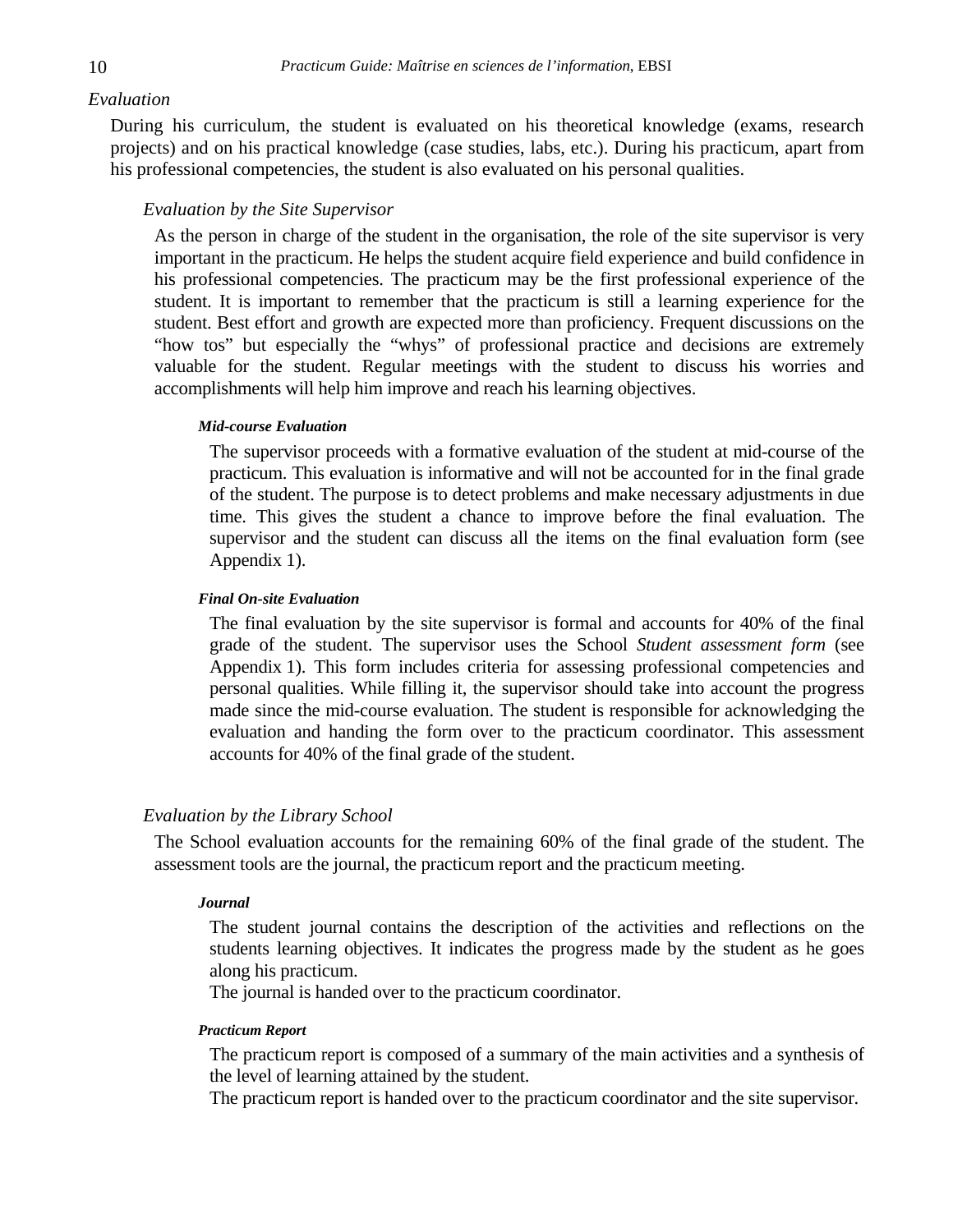## *Evaluation*

During his curriculum, the student is evaluated on his theoretical knowledge (exams, research projects) and on his practical knowledge (case studies, labs, etc.). During his practicum, apart from his professional competencies, the student is also evaluated on his personal qualities.

### *Evaluation by the Site Supervisor*

As the person in charge of the student in the organisation, the role of the site supervisor is very important in the practicum. He helps the student acquire field experience and build confidence in his professional competencies. The practicum may be the first professional experience of the student. It is important to remember that the practicum is still a learning experience for the student. Best effort and growth are expected more than proficiency. Frequent discussions on the "how tos" but especially the "whys" of professional practice and decisions are extremely valuable for the student. Regular meetings with the student to discuss his worries and accomplishments will help him improve and reach his learning objectives.

#### ***Mid-course Evaluation***

The supervisor proceeds with a formative evaluation of the student at mid-course of the practicum. This evaluation is informative and will not be accounted for in the final grade of the student. The purpose is to detect problems and make necessary adjustments in due time. This gives the student a chance to improve before the final evaluation. The supervisor and the student can discuss all the items on the final evaluation form (see Appendix 1).

#### ***Final On-site Evaluation***

The final evaluation by the site supervisor is formal and accounts for 40% of the final grade of the student. The supervisor uses the School *Student assessment form* (see Appendix 1). This form includes criteria for assessing professional competencies and personal qualities. While filling it, the supervisor should take into account the progress made since the mid-course evaluation. The student is responsible for acknowledging the evaluation and handing the form over to the practicum coordinator. This assessment accounts for 40% of the final grade of the student.

### *Evaluation by the Library School*

The School evaluation accounts for the remaining 60% of the final grade of the student. The assessment tools are the journal, the practicum report and the practicum meeting.

#### ***Journal***

The student journal contains the description of the activities and reflections on the students learning objectives. It indicates the progress made by the student as he goes along his practicum.

The journal is handed over to the practicum coordinator.

#### ***Practicum Report***

The practicum report is composed of a summary of the main activities and a synthesis of the level of learning attained by the student.

The practicum report is handed over to the practicum coordinator and the site supervisor.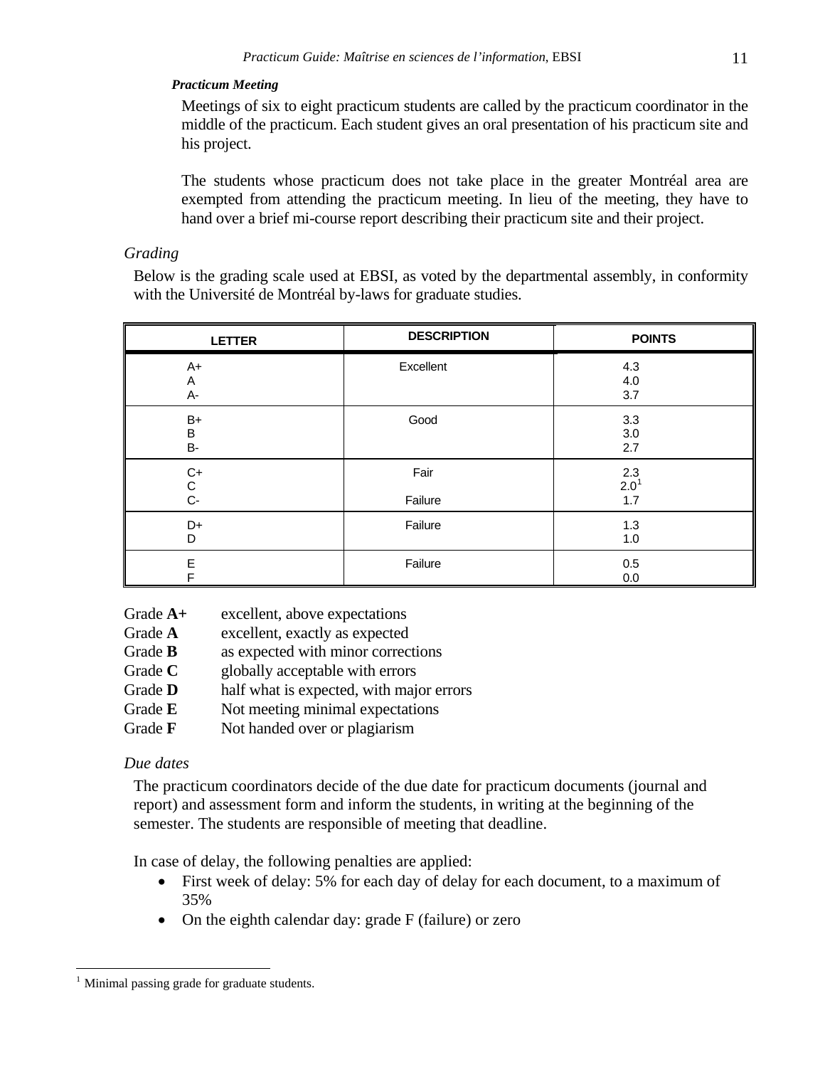#### *Practicum Meeting*

Meetings of six to eight practicum students are called by the practicum coordinator in the middle of the practicum. Each student gives an oral presentation of his practicum site and his project.

The students whose practicum does not take place in the greater Montréal area are exempted from attending the practicum meeting. In lieu of the meeting, they have to hand over a brief mi-course report describing their practicum site and their project.

### *Grading*

Below is the grading scale used at EBSI, as voted by the departmental assembly, in conformity with the Université de Montréal by-laws for graduate studies.

| LETTER | DESCRIPTION | POINTS |
|---|---|---|
| A+ | Excellent | 4.3 |
| A | | 4.0 |
| A- | | 3.7 |
| B+ | Good | 3.3 |
| B | | 3.0 |
| B- | | 2.7 |
| C+ | Fair | 2.3 |
| C | | 2.0[1] |
| C- | Failure | 1.7 |
| D+ | Failure | 1.3 |
| D | | 1.0 |
| E | Failure | 0.5 |
| F | | 0.0 |

Grade **A+** excellent, above expectations
Grade **A** excellent, exactly as expected
Grade **B** as expected with minor corrections
Grade **C** globally acceptable with errors
Grade **D** half what is expected, with major errors
Grade **E** Not meeting minimal expectations
Grade **F** Not handed over or plagiarism

### *Due dates*

The practicum coordinators decide of the due date for practicum documents (journal and report) and assessment form and inform the students, in writing at the beginning of the semester. The students are responsible of meeting that deadline.

In case of delay, the following penalties are applied:

- First week of delay: 5% for each day of delay for each document, to a maximum of 35%
- On the eighth calendar day: grade F (failure) or zero

[1] Minimal passing grade for graduate students.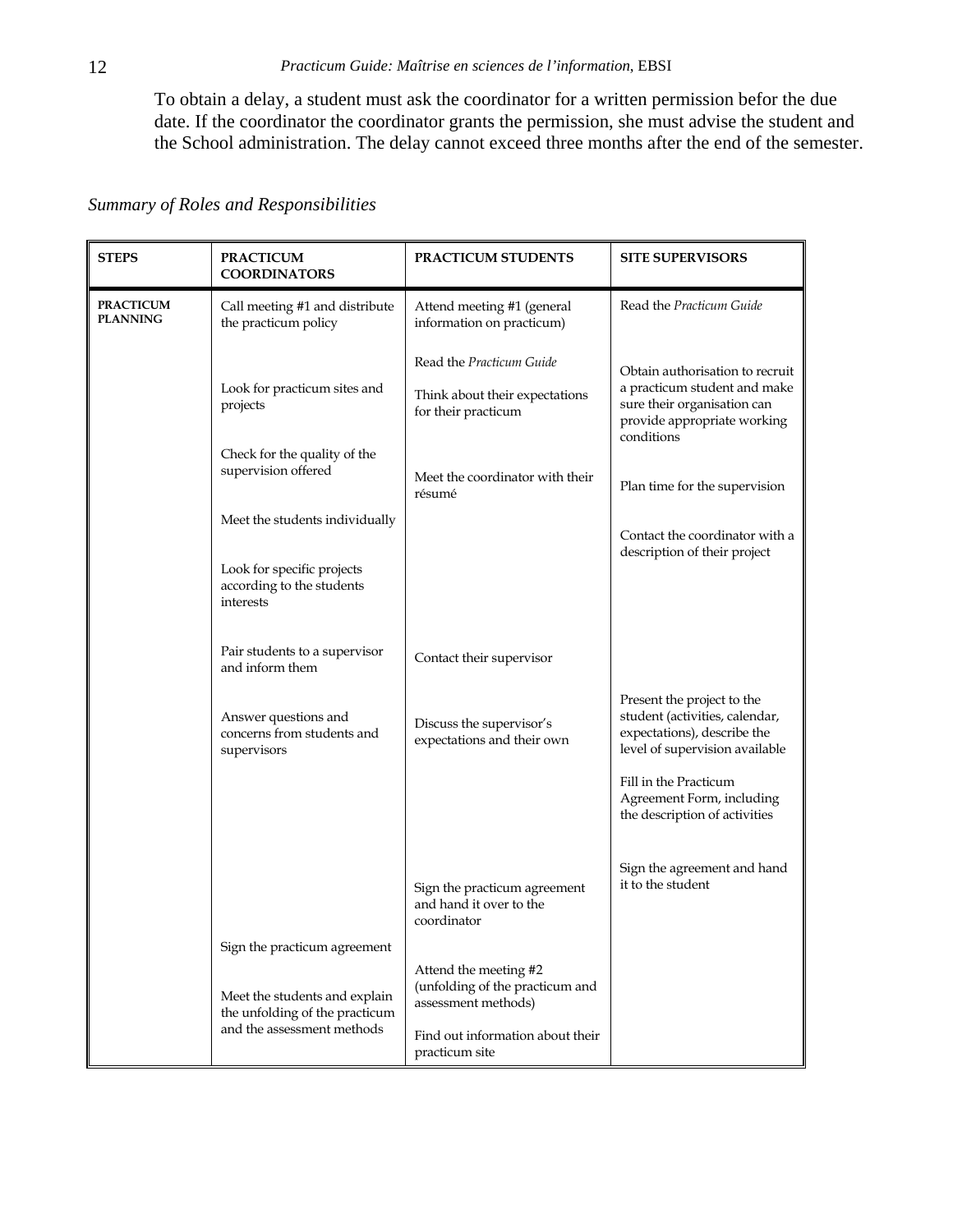To obtain a delay, a student must ask the coordinator for a written permission befor the due date. If the coordinator the coordinator grants the permission, she must advise the student and the School administration. The delay cannot exceed three months after the end of the semester.

*Summary of Roles and Responsibilities*

| STEPS | PRACTICUM COORDINATORS | PRACTICUM STUDENTS | SITE SUPERVISORS |
|---|---|---|---|
| **PRACTICUM PLANNING** | Call meeting #1 and distribute the practicum policy | Attend meeting #1 (general information on practicum) | Read the *Practicum Guide* |
| | Look for practicum sites and projects | Read the *Practicum Guide*<br><br>Think about their expectations for their practicum | Obtain authorisation to recruit a practicum student and make sure their organisation can provide appropriate working conditions |
| | Check for the quality of the supervision offered | Meet the coordinator with their résumé | Plan time for the supervision |
| | Meet the students individually | | Contact the coordinator with a description of their project |
| | Look for specific projects according to the students interests | | |
| | Pair students to a supervisor and inform them | Contact their supervisor | |
| | Answer questions and concerns from students and supervisors | Discuss the supervisor's expectations and their own | Present the project to the student (activities, calendar, expectations), describe the level of supervision available |
| | | | Fill in the Practicum Agreement Form, including the description of activities |
| | | Sign the practicum agreement and hand it over to the coordinator | Sign the agreement and hand it to the student |
| | Sign the practicum agreement | | |
| | Meet the students and explain the unfolding of the practicum and the assessment methods | Attend the meeting #2 (unfolding of the practicum and assessment methods)<br><br>Find out information about their practicum site | |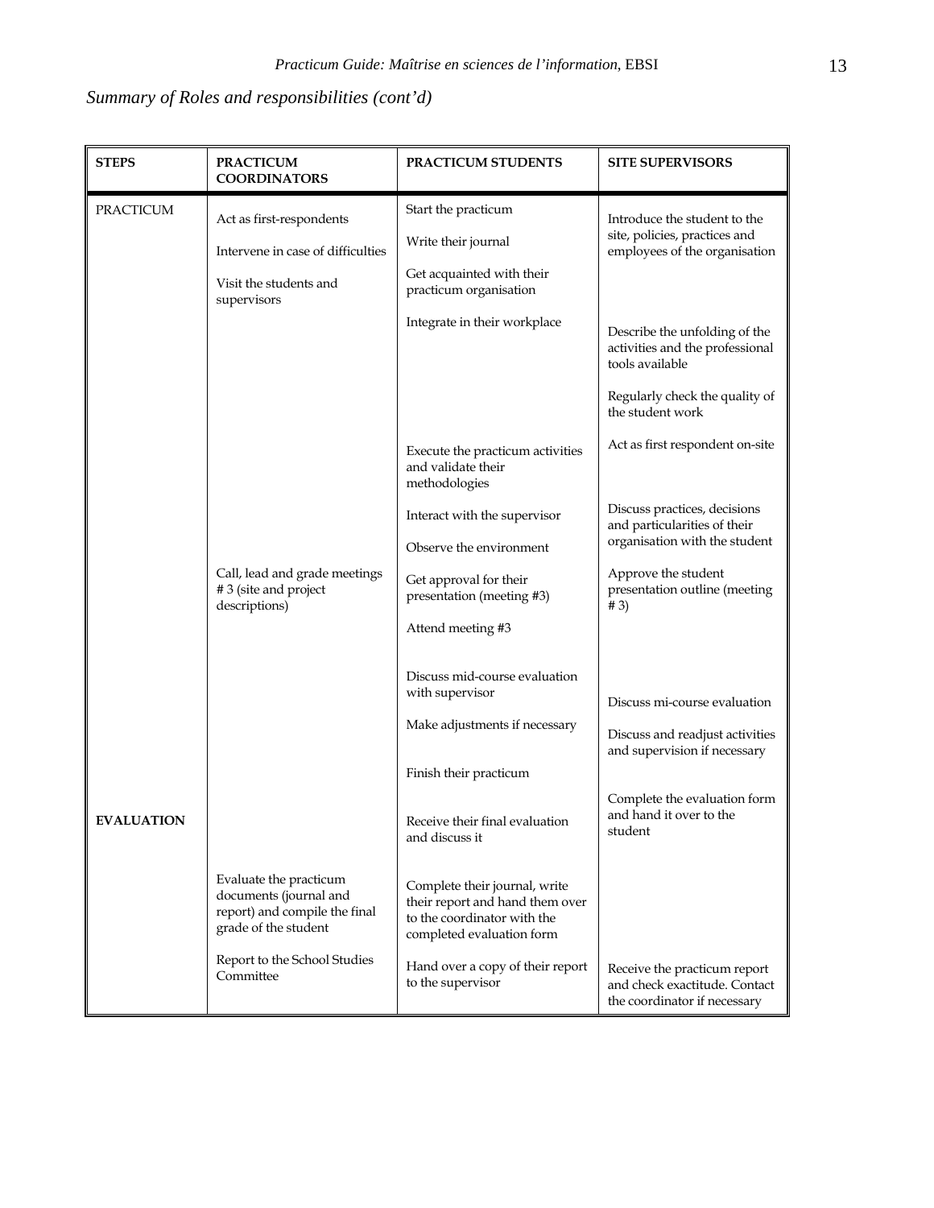*Summary of Roles and responsibilities (cont'd)*

| STEPS | PRACTICUM COORDINATORS | PRACTICUM STUDENTS | SITE SUPERVISORS |
|---|---|---|---|
| PRACTICUM | Act as first-respondents<br><br>Intervene in case of difficulties<br><br>Visit the students and supervisors | Start the practicum<br><br>Write their journal<br><br>Get acquainted with their practicum organisation<br><br>Integrate in their workplace | Introduce the student to the site, policies, practices and employees of the organisation<br><br>Describe the unfolding of the activities and the professional tools available<br><br>Regularly check the quality of the student work |
| | | Execute the practicum activities and validate their methodologies | Act as first respondent on-site |
| | | Interact with the supervisor<br><br>Observe the environment | Discuss practices, decisions and particularities of their organisation with the student |
| | Call, lead and grade meetings # 3 (site and project descriptions) | Get approval for their presentation (meeting #3)<br><br>Attend meeting #3 | Approve the student presentation outline (meeting # 3) |
| | | Discuss mid-course evaluation with supervisor<br><br>Make adjustments if necessary | Discuss mi-course evaluation<br><br>Discuss and readjust activities and supervision if necessary |
| | | Finish their practicum | |
| EVALUATION | | Receive their final evaluation and discuss it | Complete the evaluation form and hand it over to the student |
| | Evaluate the practicum documents (journal and report) and compile the final grade of the student | Complete their journal, write their report and hand them over to the coordinator with the completed evaluation form | |
| | Report to the School Studies Committee | Hand over a copy of their report to the supervisor | Receive the practicum report and check exactitude. Contact the coordinator if necessary |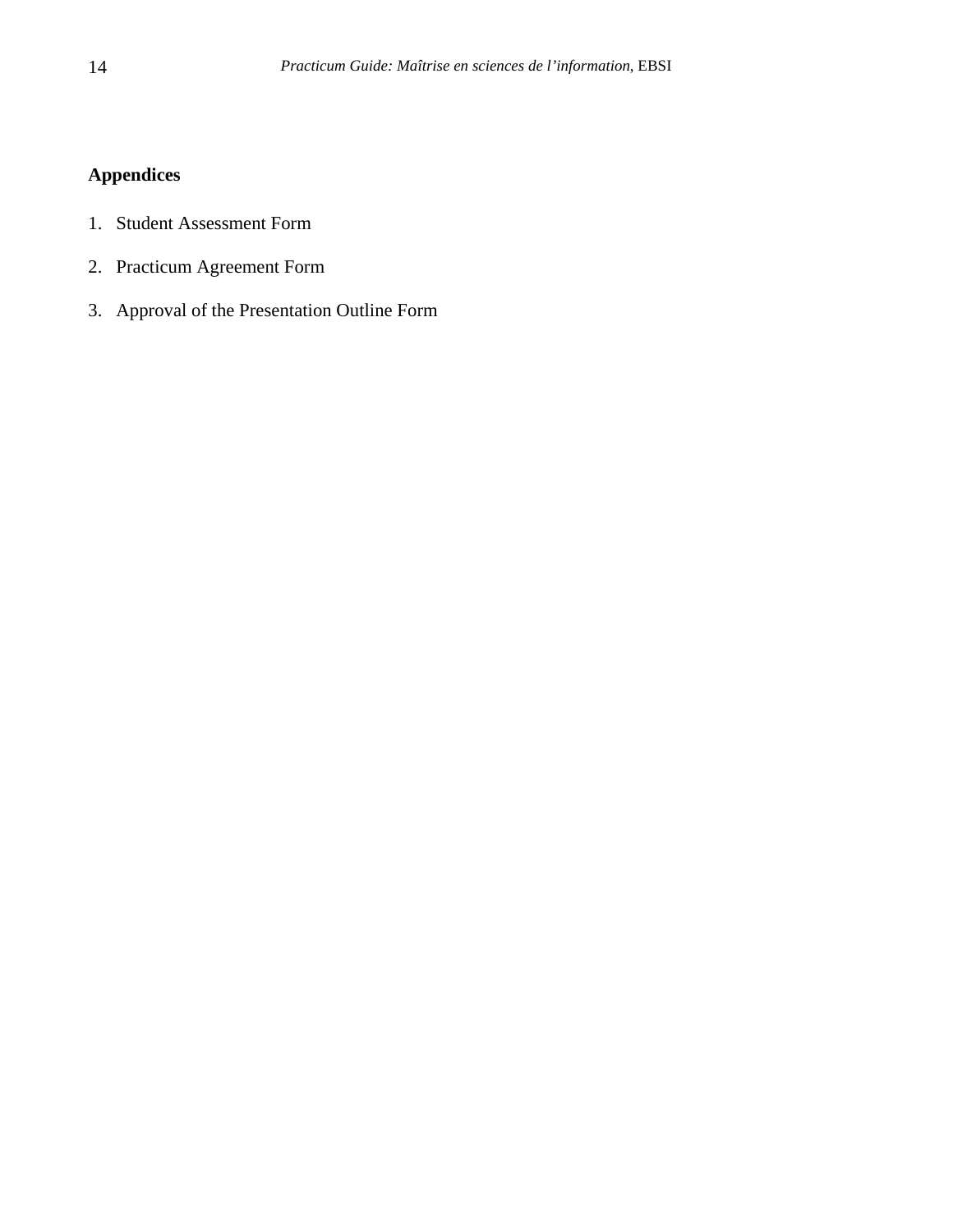**Appendices**

1. Student Assessment Form
2. Practicum Agreement Form
3. Approval of the Presentation Outline Form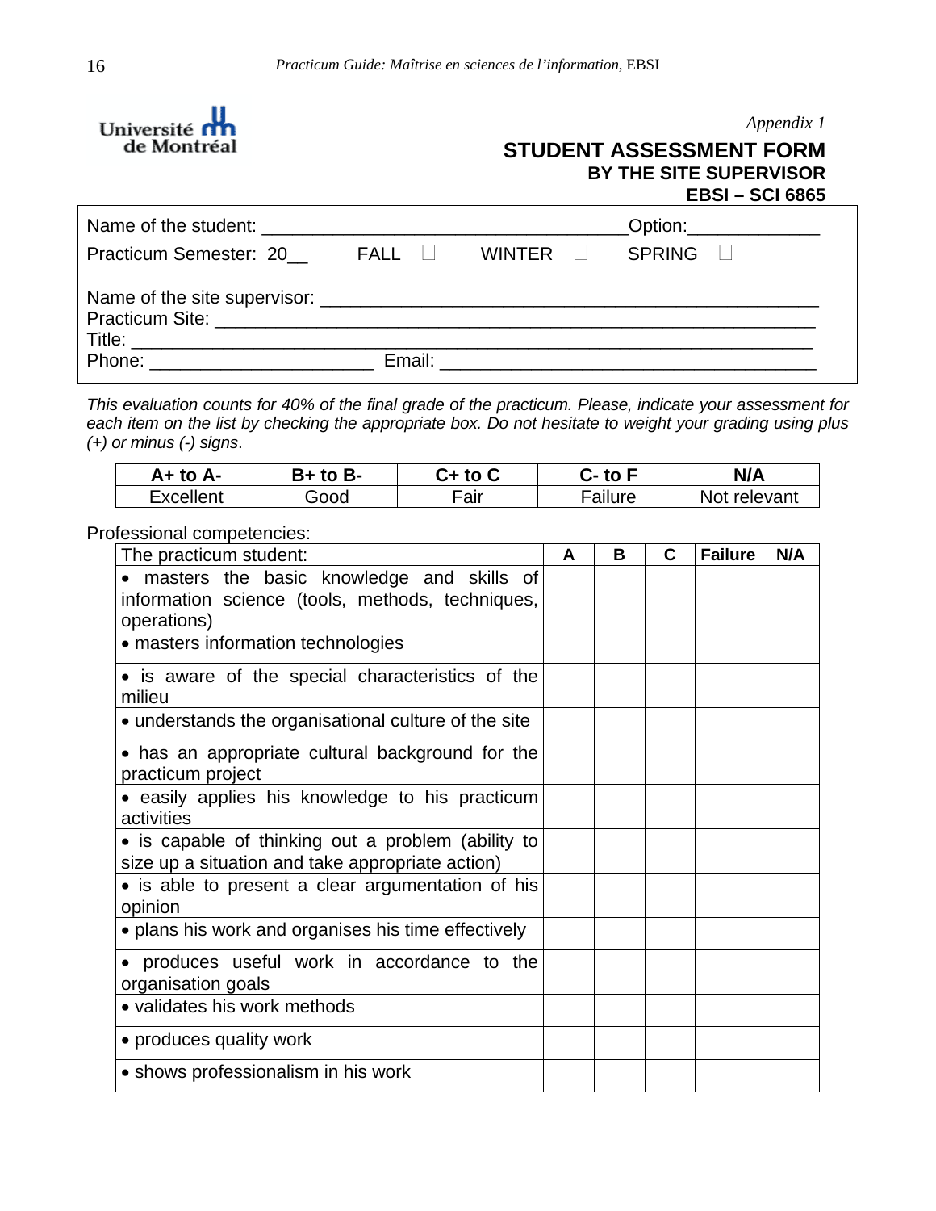*Appendix 1*

# STUDENT ASSESSMENT FORM
## BY THE SITE SUPERVISOR
## EBSI – SCI 6865

Name of the student: ___________________________________Option:_____________

Practicum Semester: 20__ FALL ☐ WINTER ☐ SPRING ☐

Name of the site supervisor: _______________________________________________

Practicum Site: __________________________________________________________

Title: _________________________________________________________________

Phone: _____________________ Email: ____________________________________

*This evaluation counts for 40% of the final grade of the practicum. Please, indicate your assessment for each item on the list by checking the appropriate box. Do not hesitate to weight your grading using plus (+) or minus (-) signs*.

| A+ to A- | B+ to B- | C+ to C | C- to F | N/A |
|---|---|---|---|---|
| Excellent | Good | Fair | Failure | Not relevant |

Professional competencies:

| The practicum student: | A | B | C | Failure | N/A |
|---|---|---|---|---|---|
| • masters the basic knowledge and skills of information science (tools, methods, techniques, operations) | | | | | |
| • masters information technologies | | | | | |
| • is aware of the special characteristics of the milieu | | | | | |
| • understands the organisational culture of the site | | | | | |
| • has an appropriate cultural background for the practicum project | | | | | |
| • easily applies his knowledge to his practicum activities | | | | | |
| • is capable of thinking out a problem (ability to size up a situation and take appropriate action) | | | | | |
| • is able to present a clear argumentation of his opinion | | | | | |
| • plans his work and organises his time effectively | | | | | |
| • produces useful work in accordance to the organisation goals | | | | | |
| • validates his work methods | | | | | |
| • produces quality work | | | | | |
| • shows professionalism in his work | | | | | |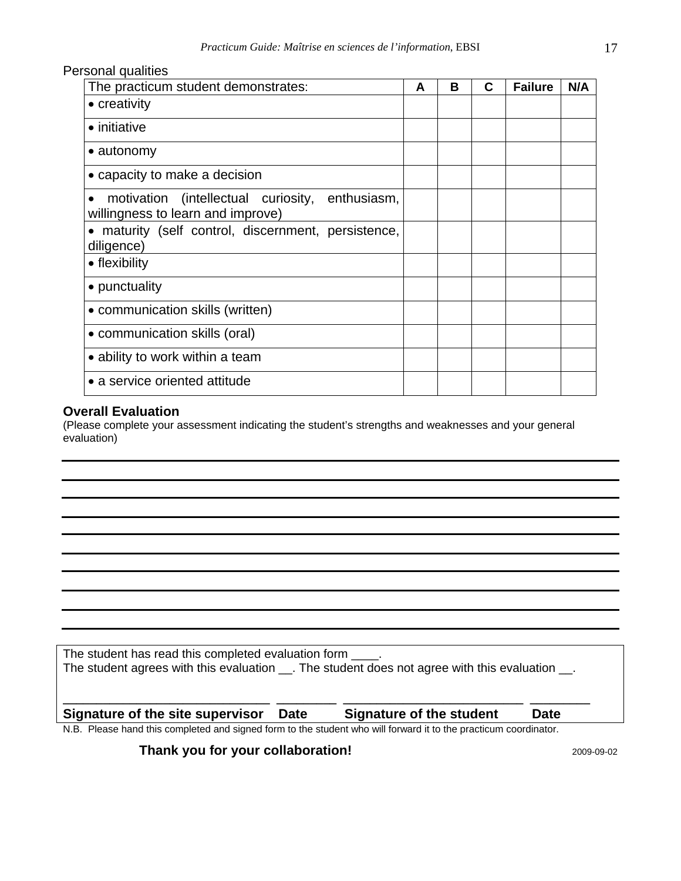Personal qualities

| The practicum student demonstrates: | A | B | C | Failure | N/A |
|---|---|---|---|---|---|
| • creativity | | | | | |
| • initiative | | | | | |
| • autonomy | | | | | |
| • capacity to make a decision | | | | | |
| • motivation (intellectual curiosity, enthusiasm, willingness to learn and improve) | | | | | |
| • maturity (self control, discernment, persistence, diligence) | | | | | |
| • flexibility | | | | | |
| • punctuality | | | | | |
| • communication skills (written) | | | | | |
| • communication skills (oral) | | | | | |
| • ability to work within a team | | | | | |
| • a service oriented attitude | | | | | |

**Overall Evaluation**

(Please complete your assessment indicating the student's strengths and weaknesses and your general evaluation)

___

___

___

___

___

___

___

___

___

___

The student has read this completed evaluation form ____.
The student agrees with this evaluation __. The student does not agree with this evaluation __.

____________________________ ________ ________________________ ________
**Signature of the site supervisor Date Signature of the student Date**

N.B. Please hand this completed and signed form to the student who will forward it to the practicum coordinator.

**Thank you for your collaboration!**

2009-09-02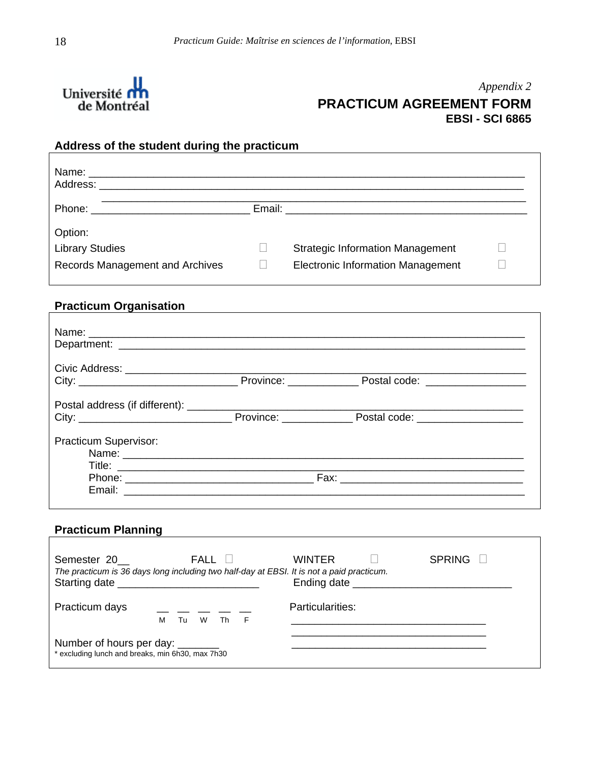*Appendix 2*

# PRACTICUM AGREEMENT FORM

**EBSI - SCI 6865**

## Address of the student during the practicum

Name: ____________________________________________________________________________
Address: __________________________________________________________________________
__________________________________________________________________________

Phone: ___________________________ Email: ___________________________________________

Option:

| | | | |
|---|---|---|---|
| Library Studies | ☐ | Strategic Information Management | ☐ |
| Records Management and Archives | ☐ | Electronic Information Management | ☐ |

## Practicum Organisation

Name: ____________________________________________________________________________
Department: _______________________________________________________________________

Civic Address: _____________________________________________________________________
City: ___________________________ Province: ____________ Postal code: _________________

Postal address (if different): ___________________________________________________________
City: __________________________ Province: ____________ Postal code: __________________

Practicum Supervisor:

Name: ___________________________________________________________________
Title: ____________________________________________________________________
Phone: ________________________________ Fax: ______________________________
Email: ___________________________________________________________________

## Practicum Planning

Semester 20__ FALL ☐ WINTER ☐ SPRING ☐

*The practicum is 36 days long including two half-day at EBSI. It is not a paid practicum.*

Starting date ________________________ Ending date ___________________________

Practicum days __ __ __ __ __
M Tu W Th F

Particularities:
_________________________________
_________________________________
_________________________________

Number of hours per day: _______
\* excluding lunch and breaks, min 6h30, max 7h30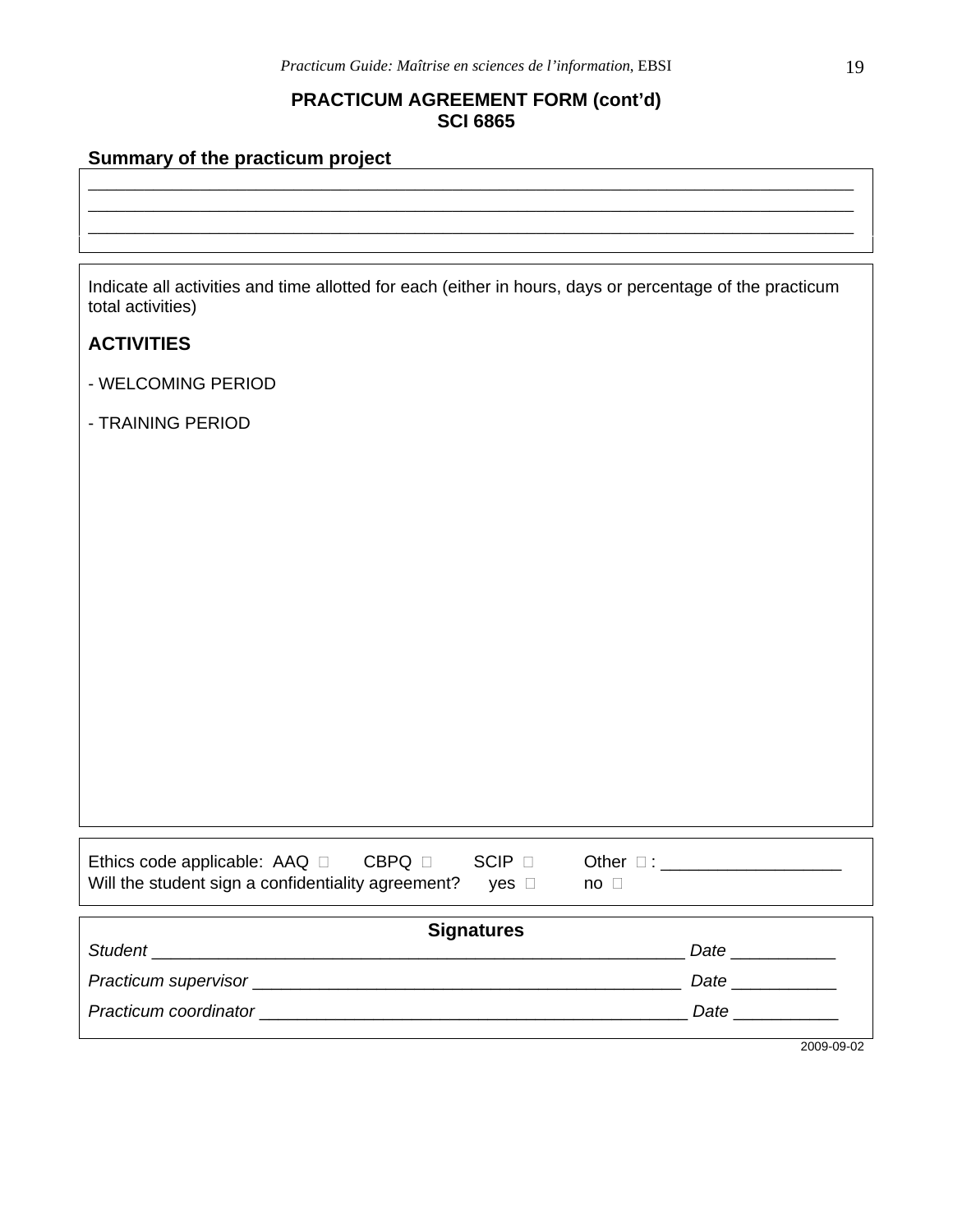## PRACTICUM AGREEMENT FORM (cont'd)
## SCI 6865

**Summary of the practicum project**

______________________________________________________________________________
______________________________________________________________________________
______________________________________________________________________________

Indicate all activities and time allotted for each (either in hours, days or percentage of the practicum total activities)

**ACTIVITIES**

- WELCOMING PERIOD

- TRAINING PERIOD

Ethics code applicable: AAQ ☐ CBPQ ☐ SCIP ☐ Other ☐ : ___________________
Will the student sign a confidentiality agreement? yes ☐ no ☐

**Signatures**

*Student* ________________________________________________________ *Date* ___________

*Practicum supervisor* ______________________________________________ *Date* ___________

*Practicum coordinator* _____________________________________________ *Date* ___________

2009-09-02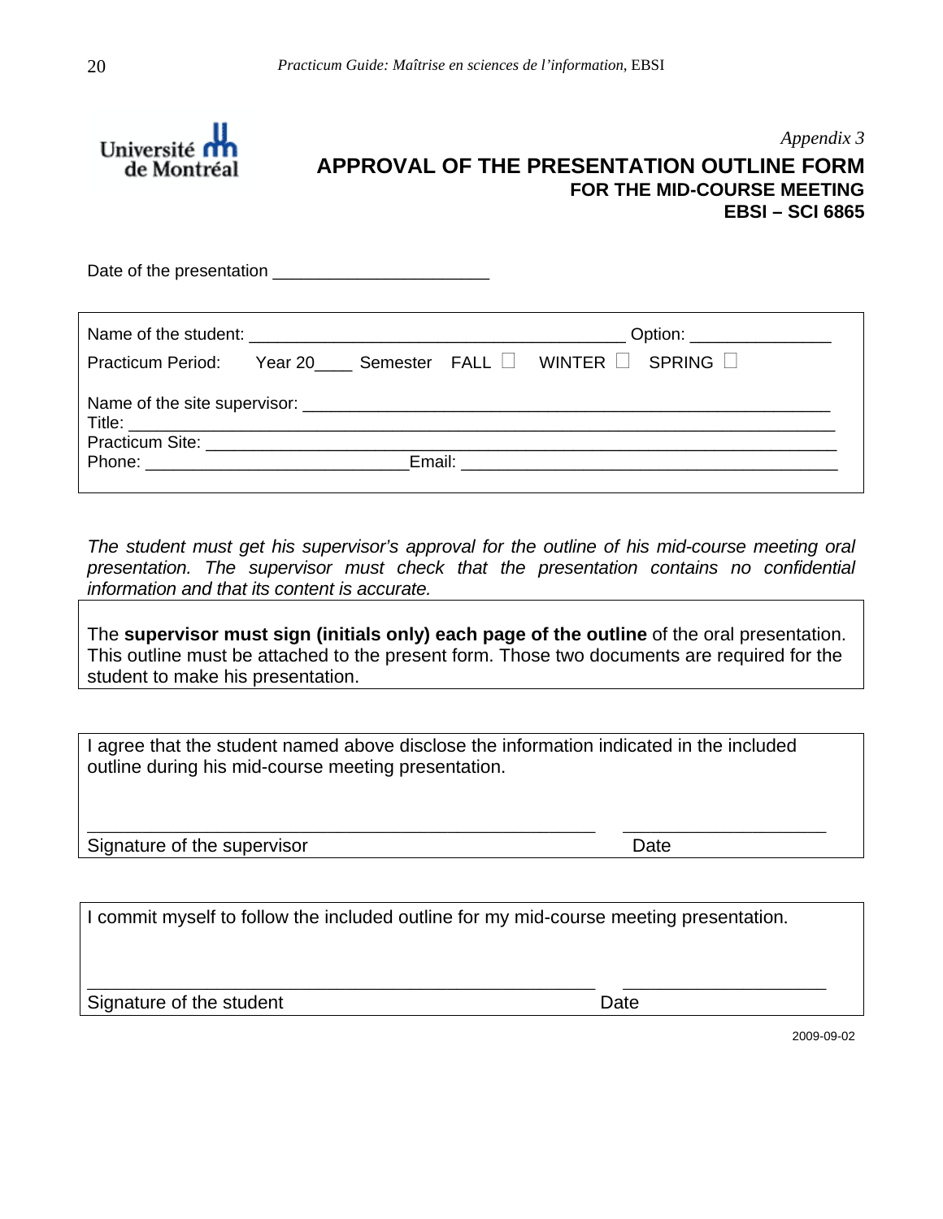Université de Montréal

*Appendix 3*

# APPROVAL OF THE PRESENTATION OUTLINE FORM

## FOR THE MID-COURSE MEETING

## EBSI – SCI 6865

Date of the presentation _______________________

Name of the student: ________________________________________ Option: _______________

Practicum Period: Year 20____ Semester FALL ☐ WINTER ☐ SPRING ☐

Name of the site supervisor: ____________________________________________________________

Title: ______________________________________________________________________________

Practicum Site: ______________________________________________________________________

Phone: _____________________________ Email: _________________________________________

*The student must get his supervisor's approval for the outline of his mid-course meeting oral presentation. The supervisor must check that the presentation contains no confidential information and that its content is accurate.*

The **supervisor must sign (initials only) each page of the outline** of the oral presentation. This outline must be attached to the present form. Those two documents are required for the student to make his presentation.

I agree that the student named above disclose the information indicated in the included outline during his mid-course meeting presentation.

_______________________________________________________ _____________________

Signature of the supervisor Date

I commit myself to follow the included outline for my mid-course meeting presentation.

_______________________________________________________ _____________________

Signature of the student Date

2009-09-02